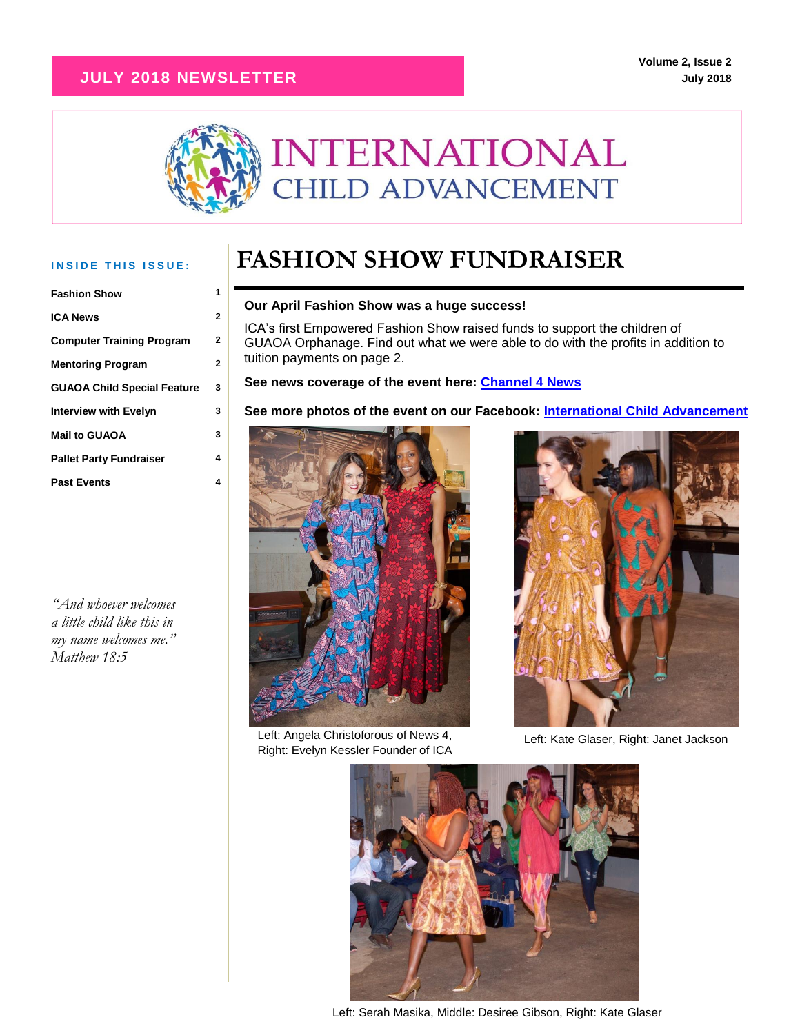**JULY 2018 NEWSLETTER**

**Volume 2, Issue 2**
**July 2018**

# INTERNATIONAL CHILD ADVANCEMENT

**INSIDE THIS ISSUE:**

| | |
|---|---|
| Fashion Show | 1 |
| ICA News | 2 |
| Computer Training Program | 2 |
| Mentoring Program | 2 |
| GUAOA Child Special Feature | 3 |
| Interview with Evelyn | 3 |
| Mail to GUAOA | 3 |
| Pallet Party Fundraiser | 4 |
| Past Events | 4 |

*"And whoever welcomes a little child like this in my name welcomes me." Matthew 18:5*

## FASHION SHOW FUNDRAISER

**Our April Fashion Show was a huge success!**

ICA's first Empowered Fashion Show raised funds to support the children of GUAOA Orphanage. Find out what we were able to do with the profits in addition to tuition payments on page 2.

**See news coverage of the event here: Channel 4 News**

**See more photos of the event on our Facebook: International Child Advancement**

Left: Angela Christoforous of News 4, Right: Evelyn Kessler Founder of ICA

Left: Kate Glaser, Right: Janet Jackson

Left: Serah Masika, Middle: Desiree Gibson, Right: Kate Glaser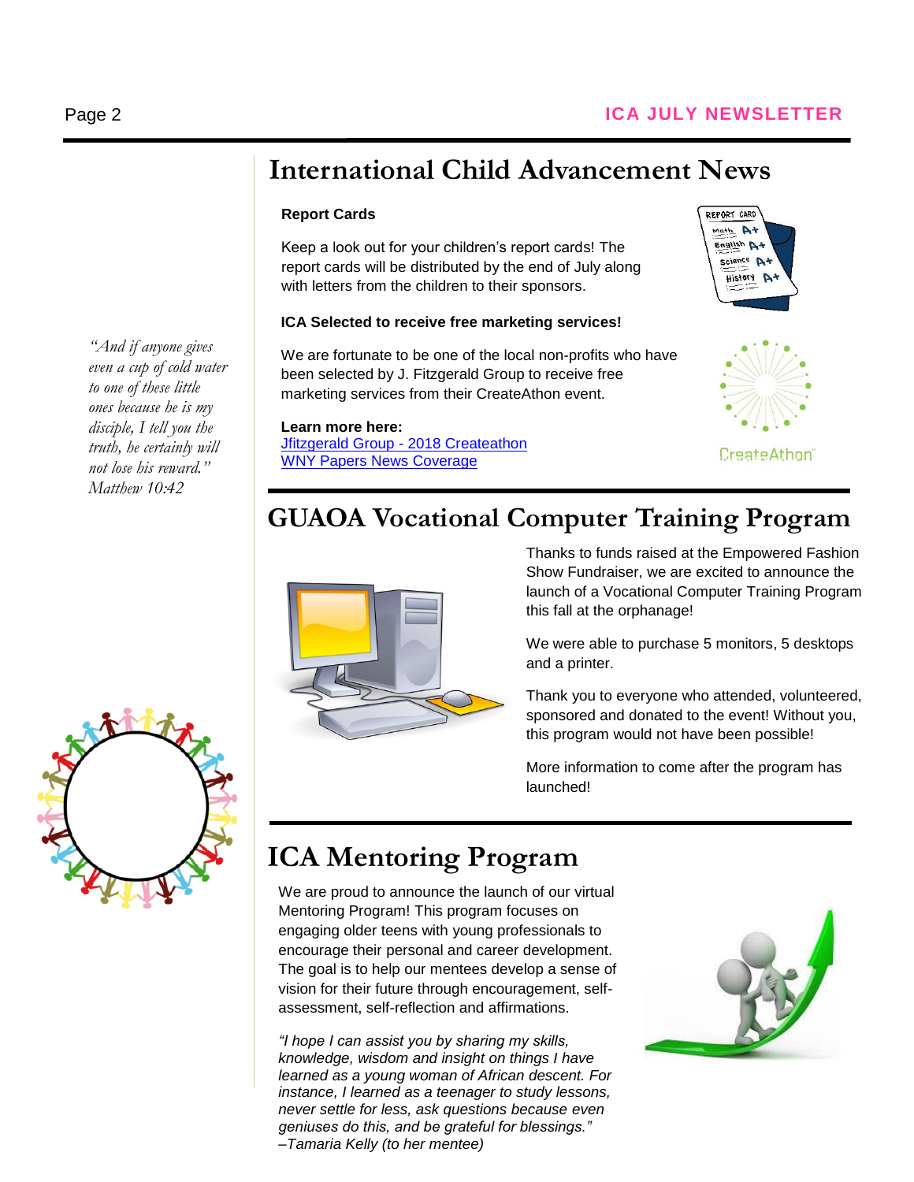“And if anyone gives even a cup of cold water to one of these little ones because he is my disciple, I tell you the truth, he certainly will not lose his reward.” Matthew 10:42

# International Child Advancement News

**Report Cards**

Keep a look out for your children’s report cards! The report cards will be distributed by the end of July along with letters from the children to their sponsors.

**ICA Selected to receive free marketing services!**

We are fortunate to be one of the local non-profits who have been selected by J. Fitzgerald Group to receive free marketing services from their CreateAthon event.

**Learn more here:**
Jfitzgerald Group - 2018 Createathon
WNY Papers News Coverage

# GUAOA Vocational Computer Training Program

Thanks to funds raised at the Empowered Fashion Show Fundraiser, we are excited to announce the launch of a Vocational Computer Training Program this fall at the orphanage!

We were able to purchase 5 monitors, 5 desktops and a printer.

Thank you to everyone who attended, volunteered, sponsored and donated to the event! Without you, this program would not have been possible!

More information to come after the program has launched!

# ICA Mentoring Program

We are proud to announce the launch of our virtual Mentoring Program! This program focuses on engaging older teens with young professionals to encourage their personal and career development. The goal is to help our mentees develop a sense of vision for their future through encouragement, self-assessment, self-reflection and affirmations.

*“I hope I can assist you by sharing my skills, knowledge, wisdom and insight on things I have learned as a young woman of African descent. For instance, I learned as a teenager to study lessons, never settle for less, ask questions because even geniuses do this, and be grateful for blessings.” –Tamaria Kelly (to her mentee)*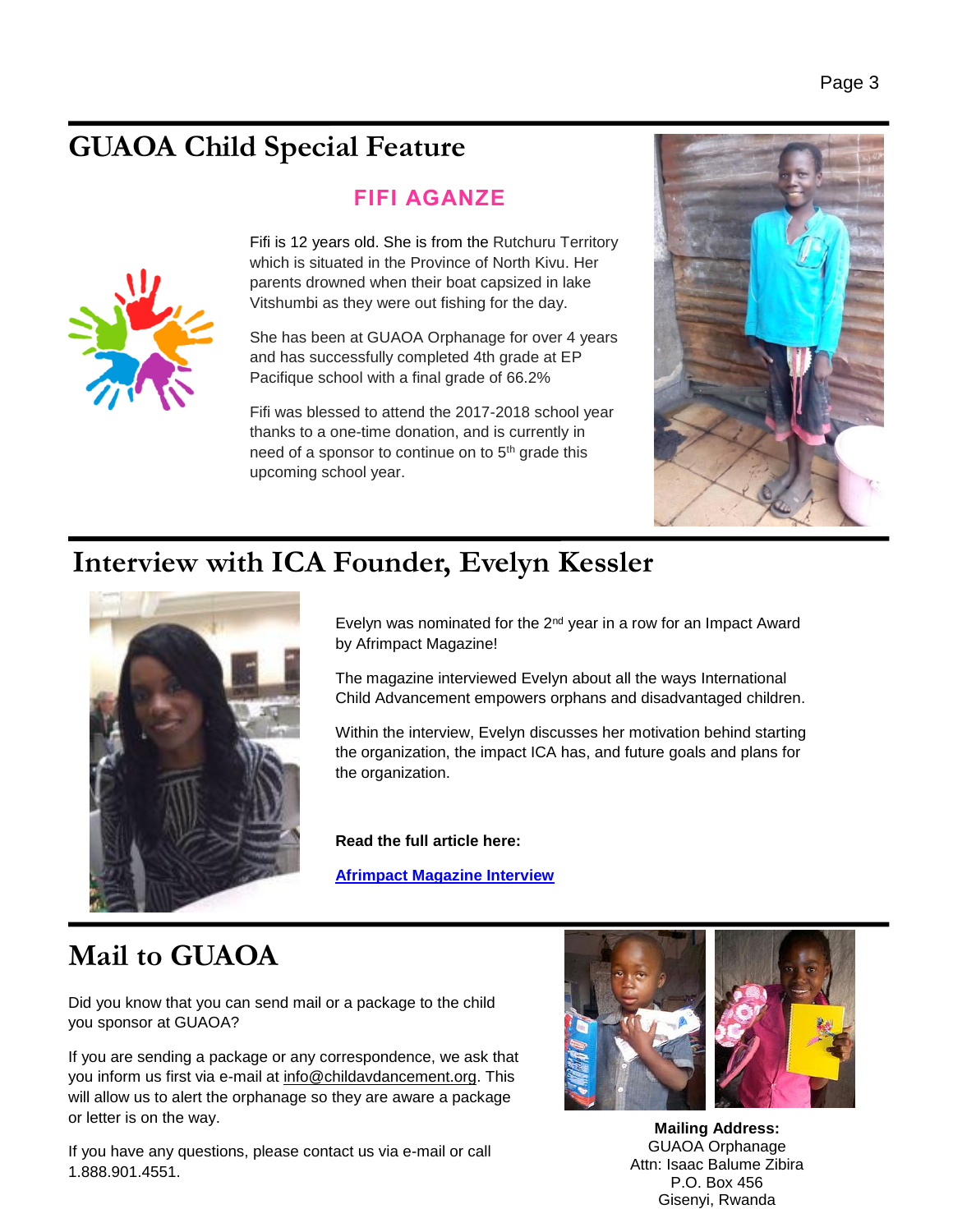## GUAOA Child Special Feature

### FIFI AGANZE

Fifi is 12 years old. She is from the Rutchuru Territory which is situated in the Province of North Kivu. Her parents drowned when their boat capsized in lake Vitshumbi as they were out fishing for the day.

She has been at GUAOA Orphanage for over 4 years and has successfully completed 4th grade at EP Pacifique school with a final grade of 66.2%

Fifi was blessed to attend the 2017-2018 school year thanks to a one-time donation, and is currently in need of a sponsor to continue on to 5th grade this upcoming school year.

## Interview with ICA Founder, Evelyn Kessler

Evelyn was nominated for the 2nd year in a row for an Impact Award by Afrimpact Magazine!

The magazine interviewed Evelyn about all the ways International Child Advancement empowers orphans and disadvantaged children.

Within the interview, Evelyn discusses her motivation behind starting the organization, the impact ICA has, and future goals and plans for the organization.

**Read the full article here:**

**Afrimpact Magazine Interview**

## Mail to GUAOA

Did you know that you can send mail or a package to the child you sponsor at GUAOA?

If you are sending a package or any correspondence, we ask that you inform us first via e-mail at info@childavdancement.org. This will allow us to alert the orphanage so they are aware a package or letter is on the way.

If you have any questions, please contact us via e-mail or call 1.888.901.4551.

**Mailing Address:**
GUAOA Orphanage
Attn: Isaac Balume Zibira
P.O. Box 456
Gisenyi, Rwanda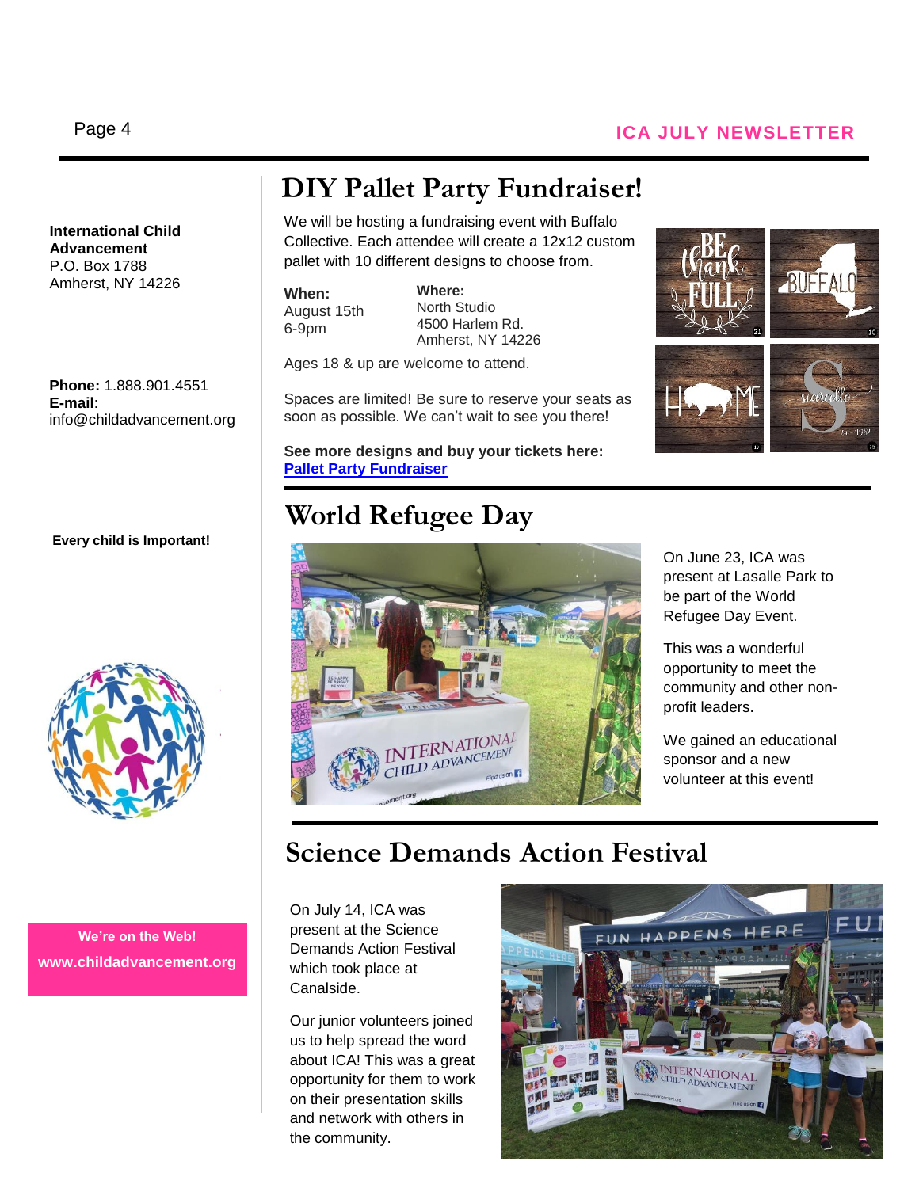**International Child Advancement**
P.O. Box 1788
Amherst, NY 14226

**Phone:** 1.888.901.4551
**E-mail**: info@childadvancement.org

**Every child is Important!**

**We're on the Web!**
**www.childadvancement.org**

# DIY Pallet Party Fundraiser!

We will be hosting a fundraising event with Buffalo Collective. Each attendee will create a 12x12 custom pallet with 10 different designs to choose from.

**When:**
August 15th
6-9pm

**Where:**
North Studio
4500 Harlem Rd.
Amherst, NY 14226

Ages 18 & up are welcome to attend.

Spaces are limited! Be sure to reserve your seats as soon as possible. We can't wait to see you there!

**See more designs and buy your tickets here:**
**Pallet Party Fundraiser**

# World Refugee Day

On June 23, ICA was present at Lasalle Park to be part of the World Refugee Day Event.

This was a wonderful opportunity to meet the community and other non-profit leaders.

We gained an educational sponsor and a new volunteer at this event!

# Science Demands Action Festival

On July 14, ICA was present at the Science Demands Action Festival which took place at Canalside.

Our junior volunteers joined us to help spread the word about ICA! This was a great opportunity for them to work on their presentation skills and network with others in the community.